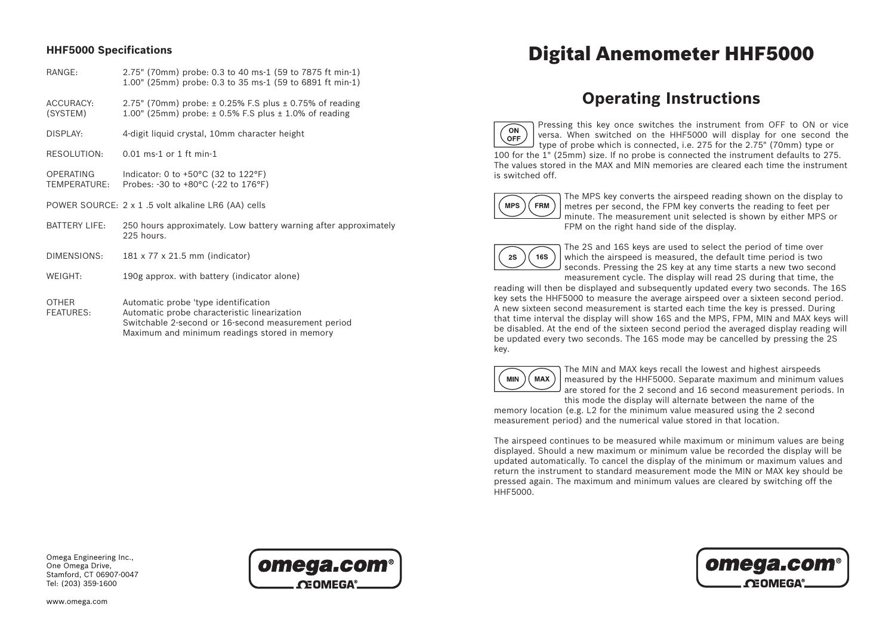## HHF5000 Specifications

| | |
|---|---|
| RANGE: | 2.75" (70mm) probe: 0.3 to 40 ms-1 (59 to 7875 ft min-1)<br>1.00" (25mm) probe: 0.3 to 35 ms-1 (59 to 6891 ft min-1) |
| ACCURACY: (SYSTEM) | 2.75" (70mm) probe: ± 0.25% F.S plus ± 0.75% of reading<br>1.00" (25mm) probe: ± 0.5% F.S plus ± 1.0% of reading |
| DISPLAY: | 4-digit liquid crystal, 10mm character height |
| RESOLUTION: | 0.01 ms-1 or 1 ft min-1 |
| OPERATING TEMPERATURE: | Indicator: 0 to +50°C (32 to 122°F)<br>Probes: -30 to +80°C (-22 to 176°F) |
| POWER SOURCE: | 2 x 1 .5 volt alkaline LR6 (AA) cells |
| BATTERY LIFE: | 250 hours approximately. Low battery warning after approximately 225 hours. |
| DIMENSIONS: | 181 x 77 x 21.5 mm (indicator) |
| WEIGHT: | 190g approx. with battery (indicator alone) |
| OTHER FEATURES: | Automatic probe 'type identification<br>Automatic probe characteristic linearization<br>Switchable 2-second or 16-second measurement period<br>Maximum and minimum readings stored in memory |

Omega Engineering Inc.,
One Omega Drive,
Stamford, CT 06907-0047
Tel: (203) 359-1600

www.omega.com

# Digital Anemometer HHF5000

## Operating Instructions

**ON/OFF** Pressing this key once switches the instrument from OFF to ON or vice versa. When switched on the HHF5000 will display for one second the type of probe which is connected, i.e. 275 for the 2.75" (70mm) type or 100 for the 1" (25mm) size. If no probe is connected the instrument defaults to 275. The values stored in the MAX and MIN memories are cleared each time the instrument is switched off.

**MPS / FRM** The MPS key converts the airspeed reading shown on the display to metres per second, the FPM key converts the reading to feet per minute. The measurement unit selected is shown by either MPS or FPM on the right hand side of the display.

**2S / 16S** The 2S and 16S keys are used to select the period of time over which the airspeed is measured, the default time period is two seconds. Pressing the 2S key at any time starts a new two second measurement cycle. The display will read 2S during that time, the reading will then be displayed and subsequently updated every two seconds. The 16S key sets the HHF5000 to measure the average airspeed over a sixteen second period. A new sixteen second measurement is started each time the key is pressed. During that time interval the display will show 16S and the MPS, FPM, MIN and MAX keys will be disabled. At the end of the sixteen second period the averaged display reading will be updated every two seconds. The 16S mode may be cancelled by pressing the 2S key.

**MIN / MAX** The MIN and MAX keys recall the lowest and highest airspeeds measured by the HHF5000. Separate maximum and minimum values are stored for the 2 second and 16 second measurement periods. In this mode the display will alternate between the name of the memory location (e.g. L2 for the minimum value measured using the 2 second measurement period) and the numerical value stored in that location.

The airspeed continues to be measured while maximum or minimum values are being displayed. Should a new maximum or minimum value be recorded the display will be updated automatically. To cancel the display of the minimum or maximum values and return the instrument to standard measurement mode the MIN or MAX key should be pressed again. The maximum and minimum values are cleared by switching off the HHF5000.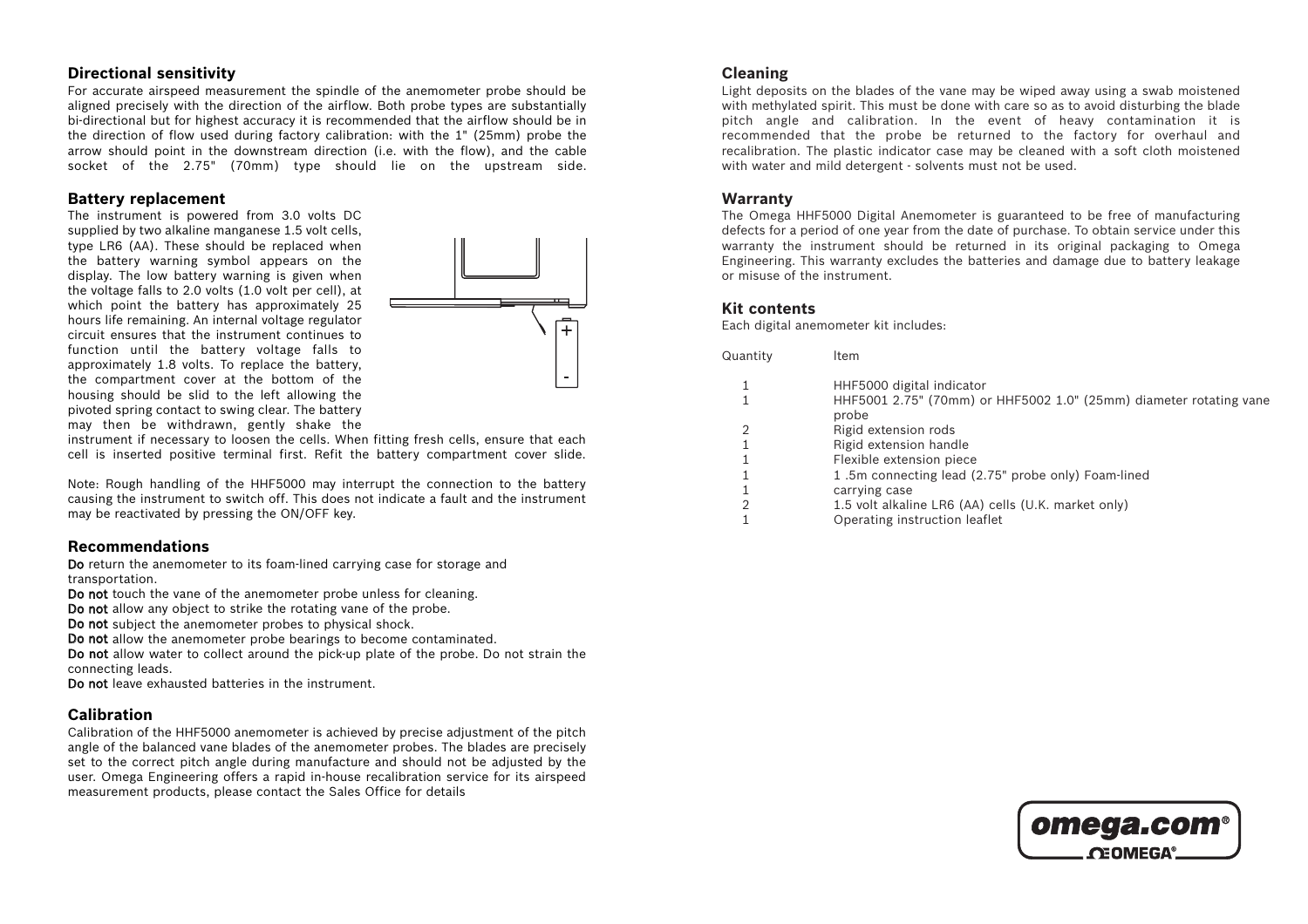## Directional sensitivity

For accurate airspeed measurement the spindle of the anemometer probe should be aligned precisely with the direction of the airflow. Both probe types are substantially bi-directional but for highest accuracy it is recommended that the airflow should be in the direction of flow used during factory calibration: with the 1" (25mm) probe the arrow should point in the downstream direction (i.e. with the flow), and the cable socket of the 2.75" (70mm) type should lie on the upstream side.

## Battery replacement

The instrument is powered from 3.0 volts DC supplied by two alkaline manganese 1.5 volt cells, type LR6 (AA). These should be replaced when the battery warning symbol appears on the display. The low battery warning is given when the voltage falls to 2.0 volts (1.0 volt per cell), at which point the battery has approximately 25 hours life remaining. An internal voltage regulator circuit ensures that the instrument continues to function until the battery voltage falls to approximately 1.8 volts. To replace the battery, the compartment cover at the bottom of the housing should be slid to the left allowing the pivoted spring contact to swing clear. The battery may then be withdrawn, gently shake the instrument if necessary to loosen the cells. When fitting fresh cells, ensure that each cell is inserted positive terminal first. Refit the battery compartment cover slide.

+

-

Note: Rough handling of the HHF5000 may interrupt the connection to the battery causing the instrument to switch off. This does not indicate a fault and the instrument may be reactivated by pressing the ON/OFF key.

## Recommendations

**Do** return the anemometer to its foam-lined carrying case for storage and transportation.

**Do not** touch the vane of the anemometer probe unless for cleaning.

**Do not** allow any object to strike the rotating vane of the probe.

**Do not** subject the anemometer probes to physical shock.

**Do not** allow the anemometer probe bearings to become contaminated.

**Do not** allow water to collect around the pick-up plate of the probe. Do not strain the connecting leads.

**Do not** leave exhausted batteries in the instrument.

## Calibration

Calibration of the HHF5000 anemometer is achieved by precise adjustment of the pitch angle of the balanced vane blades of the anemometer probes. The blades are precisely set to the correct pitch angle during manufacture and should not be adjusted by the user. Omega Engineering offers a rapid in-house recalibration service for its airspeed measurement products, please contact the Sales Office for details

## Cleaning

Light deposits on the blades of the vane may be wiped away using a swab moistened with methylated spirit. This must be done with care so as to avoid disturbing the blade pitch angle and calibration. In the event of heavy contamination it is recommended that the probe be returned to the factory for overhaul and recalibration. The plastic indicator case may be cleaned with a soft cloth moistened with water and mild detergent - solvents must not be used.

## Warranty

The Omega HHF5000 Digital Anemometer is guaranteed to be free of manufacturing defects for a period of one year from the date of purchase. To obtain service under this warranty the instrument should be returned in its original packaging to Omega Engineering. This warranty excludes the batteries and damage due to battery leakage or misuse of the instrument.

## Kit contents

Each digital anemometer kit includes:

| Quantity | Item |
| --- | --- |
| 1 | HHF5000 digital indicator |
| 1 | HHF5001 2.75" (70mm) or HHF5002 1.0" (25mm) diameter rotating vane probe |
| 2 | Rigid extension rods |
| 1 | Rigid extension handle |
| 1 | Flexible extension piece |
| 1 | 1 .5m connecting lead (2.75" probe only) Foam-lined |
| 1 | carrying case |
| 2 | 1.5 volt alkaline LR6 (AA) cells (U.K. market only) |
| 1 | Operating instruction leaflet |

omega.com®
ΩOMEGA®